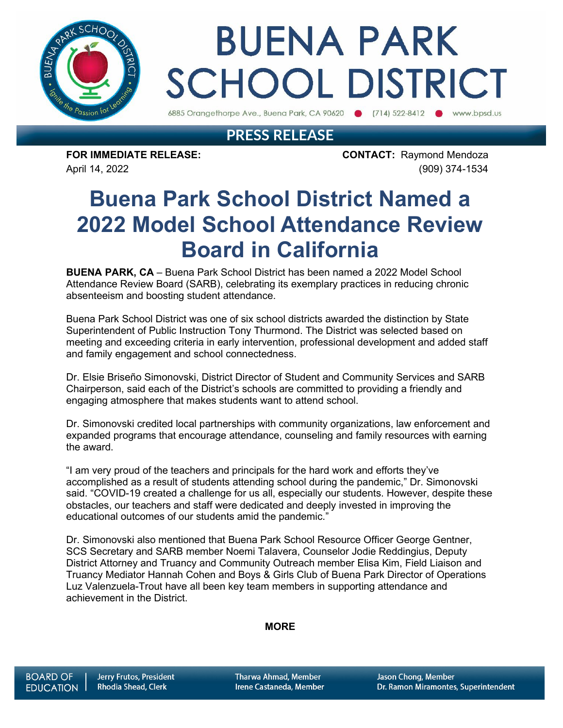# BUENA PARK SCHOOL DISTRICT

6885 Orangethorpe Ave., Buena Park, CA 90620 ● (714) 522-8412 ● www.bpsd.us

## PRESS RELEASE

**FOR IMMEDIATE RELEASE:**
April 14, 2022

**CONTACT:** Raymond Mendoza
(909) 374-1534

# Buena Park School District Named a 2022 Model School Attendance Review Board in California

**BUENA PARK, CA** – Buena Park School District has been named a 2022 Model School Attendance Review Board (SARB), celebrating its exemplary practices in reducing chronic absenteeism and boosting student attendance.

Buena Park School District was one of six school districts awarded the distinction by State Superintendent of Public Instruction Tony Thurmond. The District was selected based on meeting and exceeding criteria in early intervention, professional development and added staff and family engagement and school connectedness.

Dr. Elsie Briseño Simonovski, District Director of Student and Community Services and SARB Chairperson, said each of the District's schools are committed to providing a friendly and engaging atmosphere that makes students want to attend school.

Dr. Simonovski credited local partnerships with community organizations, law enforcement and expanded programs that encourage attendance, counseling and family resources with earning the award.

"I am very proud of the teachers and principals for the hard work and efforts they've accomplished as a result of students attending school during the pandemic," Dr. Simonovski said. "COVID-19 created a challenge for us all, especially our students. However, despite these obstacles, our teachers and staff were dedicated and deeply invested in improving the educational outcomes of our students amid the pandemic."

Dr. Simonovski also mentioned that Buena Park School Resource Officer George Gentner, SCS Secretary and SARB member Noemi Talavera, Counselor Jodie Reddingius, Deputy District Attorney and Truancy and Community Outreach member Elisa Kim, Field Liaison and Truancy Mediator Hannah Cohen and Boys & Girls Club of Buena Park Director of Operations Luz Valenzuela-Trout have all been key team members in supporting attendance and achievement in the District.

**MORE**

BOARD OF EDUCATION | Jerry Frutos, President | Rhodia Shead, Clerk | Tharwa Ahmad, Member | Irene Castaneda, Member | Jason Chong, Member | Dr. Ramon Miramontes, Superintendent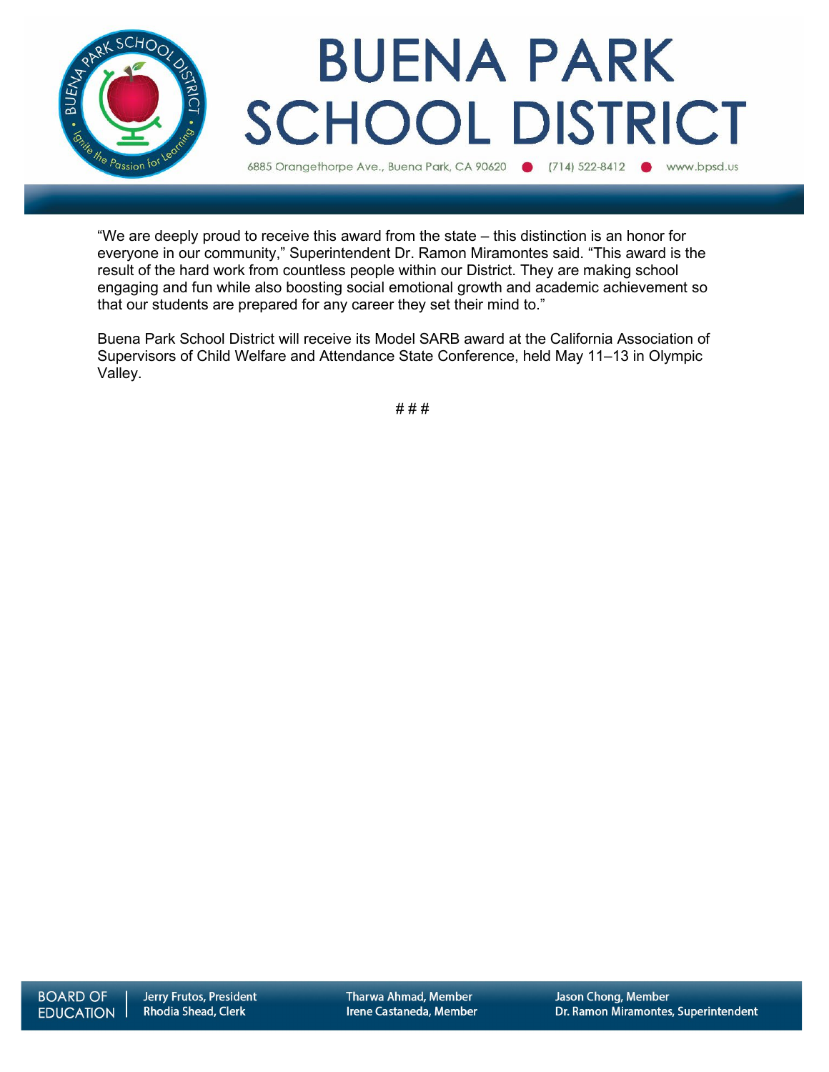"We are deeply proud to receive this award from the state – this distinction is an honor for everyone in our community," Superintendent Dr. Ramon Miramontes said. "This award is the result of the hard work from countless people within our District. They are making school engaging and fun while also boosting social emotional growth and academic achievement so that our students are prepared for any career they set their mind to."

Buena Park School District will receive its Model SARB award at the California Association of Supervisors of Child Welfare and Attendance State Conference, held May 11–13 in Olympic Valley.

# # #